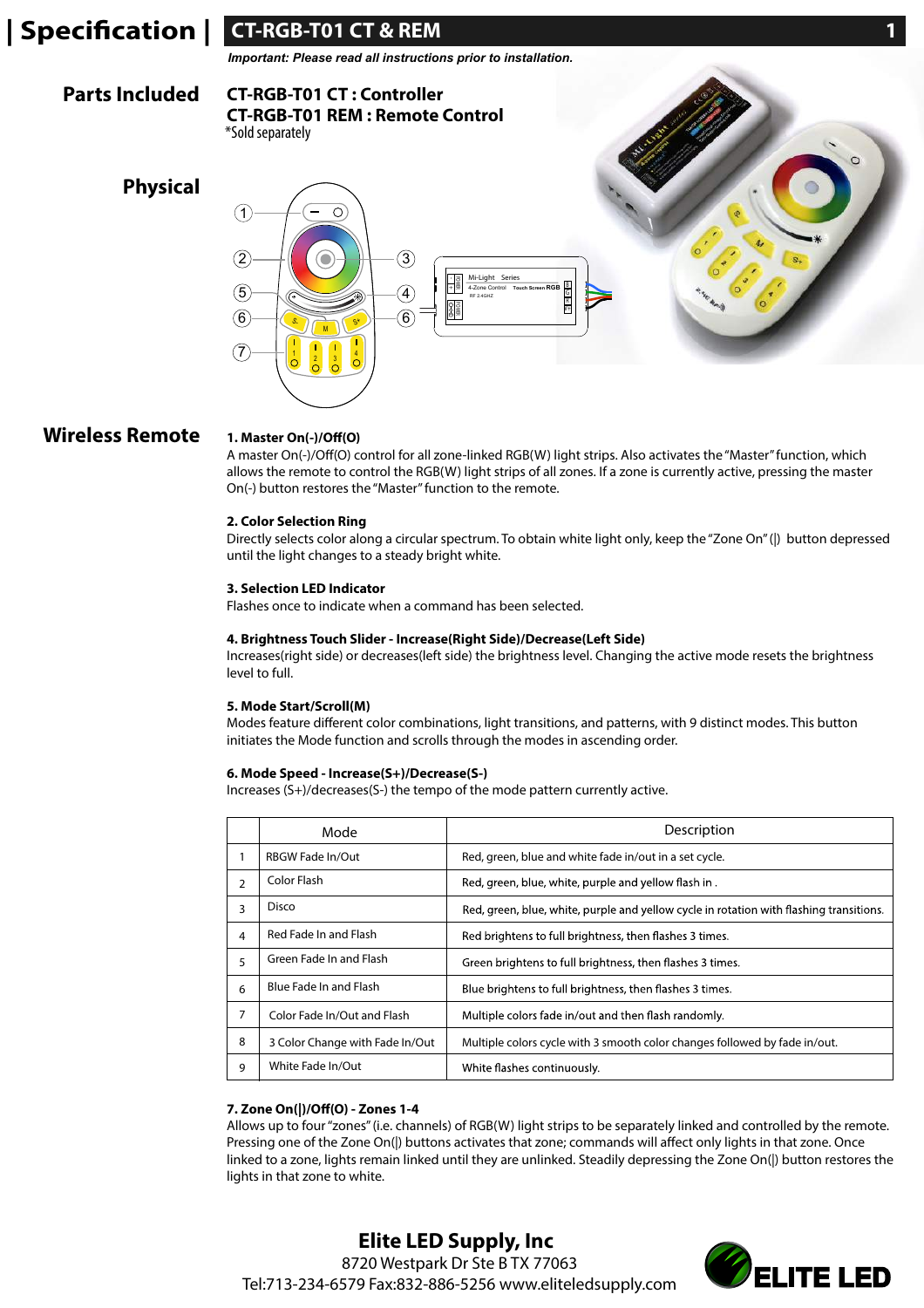# | Specification | CT-RGB-T01 CT & REM

*Important: Please read all instructions prior to installation.*

## Parts Included

**CT-RGB-T01 CT : Controller**
**CT-RGB-T01 REM : Remote Control**
*Sold separately

## Physical

## Wireless Remote

**1. Master On(-)/Off(O)**
A master On(-)/Off(O) control for all zone-linked RGB(W) light strips. Also activates the "Master" function, which allows the remote to control the RGB(W) light strips of all zones. If a zone is currently active, pressing the master On(-) button restores the "Master" function to the remote.

**2. Color Selection Ring**
Directly selects color along a circular spectrum. To obtain white light only, keep the "Zone On" (|) button depressed until the light changes to a steady bright white.

**3. Selection LED Indicator**
Flashes once to indicate when a command has been selected.

**4. Brightness Touch Slider - Increase(Right Side)/Decrease(Left Side)**
Increases(right side) or decreases(left side) the brightness level. Changing the active mode resets the brightness level to full.

**5. Mode Start/Scroll(M)**
Modes feature different color combinations, light transitions, and patterns, with 9 distinct modes. This button initiates the Mode function and scrolls through the modes in ascending order.

**6. Mode Speed - Increase(S+)/Decrease(S-)**
Increases (S+)/decreases(S-) the tempo of the mode pattern currently active.

| | Mode | Description |
|---|---|---|
| 1 | RBGW Fade In/Out | Red, green, blue and white fade in/out in a set cycle. |
| 2 | Color Flash | Red, green, blue, white, purple and yellow flash in . |
| 3 | Disco | Red, green, blue, white, purple and yellow cycle in rotation with flashing transitions. |
| 4 | Red Fade In and Flash | Red brightens to full brightness, then flashes 3 times. |
| 5 | Green Fade In and Flash | Green brightens to full brightness, then flashes 3 times. |
| 6 | Blue Fade In and Flash | Blue brightens to full brightness, then flashes 3 times. |
| 7 | Color Fade In/Out and Flash | Multiple colors fade in/out and then flash randomly. |
| 8 | 3 Color Change with Fade In/Out | Multiple colors cycle with 3 smooth color changes followed by fade in/out. |
| 9 | White Fade In/Out | White flashes continuously. |

**7. Zone On(|)/Off(O) - Zones 1-4**
Allows up to four "zones" (i.e. channels) of RGB(W) light strips to be separately linked and controlled by the remote. Pressing one of the Zone On(|) buttons activates that zone; commands will affect only lights in that zone. Once linked to a zone, lights remain linked until they are unlinked. Steadily depressing the Zone On(|) button restores the lights in that zone to white.

**Elite LED Supply, Inc**
8720 Westpark Dr Ste B TX 77063
Tel:713-234-6579 Fax:832-886-5256 www.eliteledsupply.com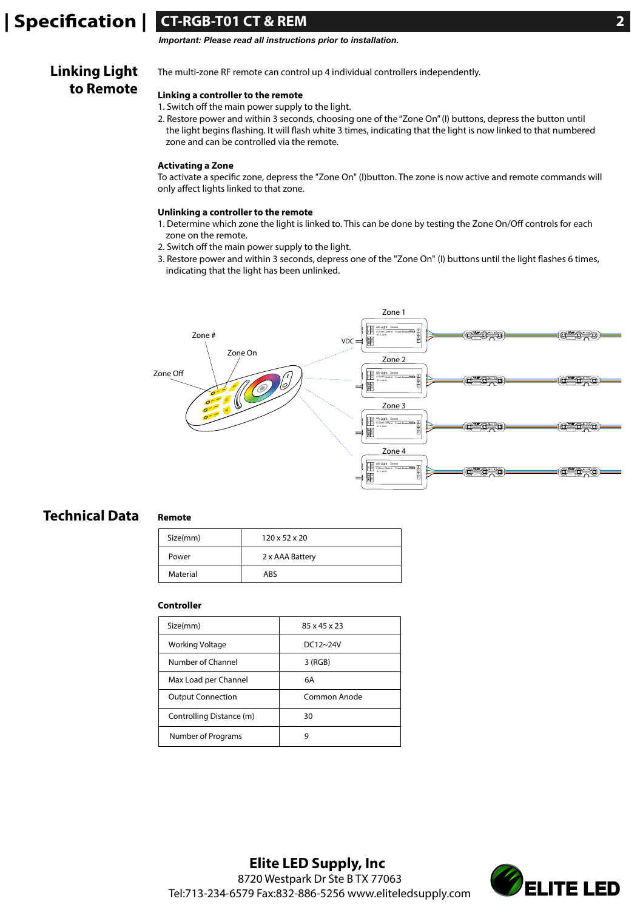*Important: Please read all instructions prior to installation.*

## Linking Light to Remote

The multi-zone RF remote can control up 4 individual controllers independently.

**Linking a controller to the remote**

1. Switch off the main power supply to the light.
2. Restore power and within 3 seconds, choosing one of the "Zone On" (I) buttons, depress the button until the light begins flashing. It will flash white 3 times, indicating that the light is now linked to that numbered zone and can be controlled via the remote.

**Activating a Zone**

To activate a specific zone, depress the "Zone On" (I)button. The zone is now active and remote commands will only affect lights linked to that zone.

**Unlinking a controller to the remote**

1. Determine which zone the light is linked to. This can be done by testing the Zone On/Off controls for each zone on the remote.
2. Switch off the main power supply to the light.
3. Restore power and within 3 seconds, depress one of the "Zone On" (I) buttons until the light flashes 6 times, indicating that the light has been unlinked.

Zone #
Zone On
Zone Off
VDC
Zone 1
Zone 2
Zone 3
Zone 4

## Technical Data

**Remote**

| | |
|---|---|
| Size(mm) | 120 x 52 x 20 |
| Power | 2 x AAA Battery |
| Material | ABS |

**Controller**

| | |
|---|---|
| Size(mm) | 85 x 45 x 23 |
| Working Voltage | DC12~24V |
| Number of Channel | 3 (RGB) |
| Max Load per Channel | 6A |
| Output Connection | Common Anode |
| Controlling Distance (m) | 30 |
| Number of Programs | 9 |

**Elite LED Supply, Inc**
8720 Westpark Dr Ste B TX 77063
Tel:713-234-6579 Fax:832-886-5256 www.eliteledsupply.com

ELITE LED